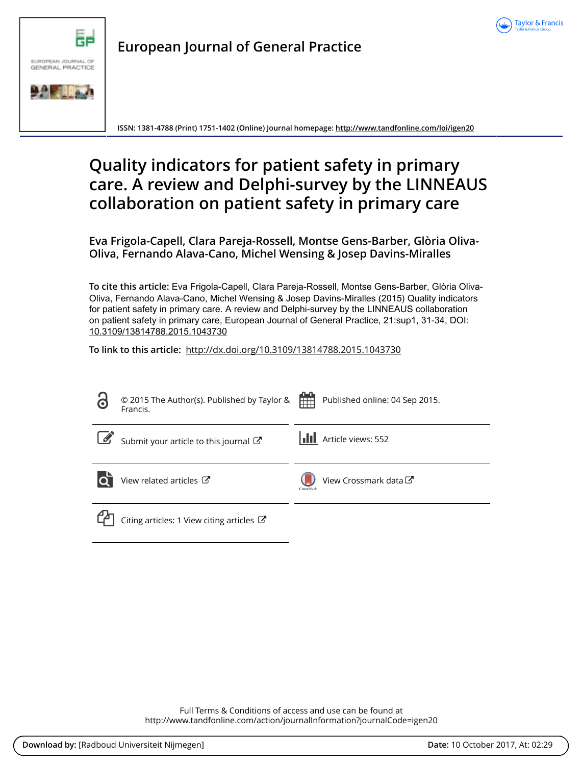European Journal of General Practice

ISSN: 1381-4788 (Print) 1751-1402 (Online) Journal homepage: http://www.tandfonline.com/loi/igen20

# Quality indicators for patient safety in primary care. A review and Delphi-survey by the LINNEAUS collaboration on patient safety in primary care

**Eva Frigola-Capell, Clara Pareja-Rossell, Montse Gens-Barber, Glòria Oliva-Oliva, Fernando Alava-Cano, Michel Wensing & Josep Davins-Miralles**

**To cite this article:** Eva Frigola-Capell, Clara Pareja-Rossell, Montse Gens-Barber, Glòria Oliva-Oliva, Fernando Alava-Cano, Michel Wensing & Josep Davins-Miralles (2015) Quality indicators for patient safety in primary care. A review and Delphi-survey by the LINNEAUS collaboration on patient safety in primary care, European Journal of General Practice, 21:sup1, 31-34, DOI: 10.3109/13814788.2015.1043730

**To link to this article:** http://dx.doi.org/10.3109/13814788.2015.1043730

© 2015 The Author(s). Published by Taylor & Francis.

Published online: 04 Sep 2015.

Submit your article to this journal

Article views: 552

View related articles

View Crossmark data

Citing articles: 1 View citing articles

Full Terms & Conditions of access and use can be found at http://www.tandfonline.com/action/journalInformation?journalCode=igen20

**Download by:** [Radboud Universiteit Nijmegen] **Date:** 10 October 2017, At: 02:29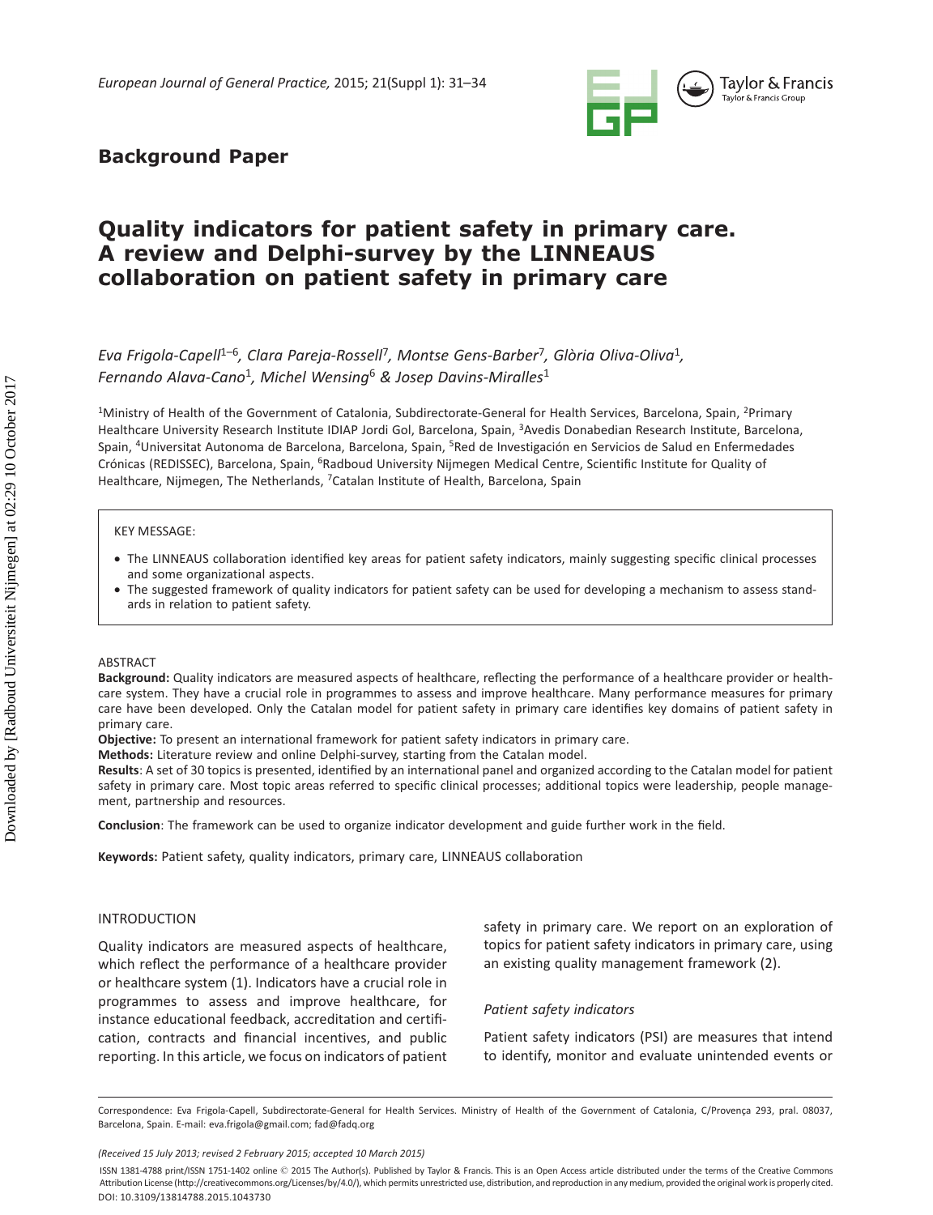**Background Paper**

# Quality indicators for patient safety in primary care. A review and Delphi-survey by the LINNEAUS collaboration on patient safety in primary care

*Eva Frigola-Capell[1–6], Clara Pareja-Rossell[7], Montse Gens-Barber[7], Glòria Oliva-Oliva[1], Fernando Alava-Cano[1], Michel Wensing[6] & Josep Davins-Miralles[1]*

[1]Ministry of Health of the Government of Catalonia, Subdirectorate-General for Health Services, Barcelona, Spain, [2]Primary Healthcare University Research Institute IDIAP Jordi Gol, Barcelona, Spain, [3]Avedis Donabedian Research Institute, Barcelona, Spain, [4]Universitat Autonoma de Barcelona, Barcelona, Spain, [5]Red de Investigación en Servicios de Salud en Enfermedades Crónicas (REDISSEC), Barcelona, Spain, [6]Radboud University Nijmegen Medical Centre, Scientific Institute for Quality of Healthcare, Nijmegen, The Netherlands, [7]Catalan Institute of Health, Barcelona, Spain

KEY MESSAGE:

- The LINNEAUS collaboration identified key areas for patient safety indicators, mainly suggesting specific clinical processes and some organizational aspects.
- The suggested framework of quality indicators for patient safety can be used for developing a mechanism to assess standards in relation to patient safety.

ABSTRACT

**Background:** Quality indicators are measured aspects of healthcare, reflecting the performance of a healthcare provider or healthcare system. They have a crucial role in programmes to assess and improve healthcare. Many performance measures for primary care have been developed. Only the Catalan model for patient safety in primary care identifies key domains of patient safety in primary care.

**Objective:** To present an international framework for patient safety indicators in primary care.

**Methods:** Literature review and online Delphi-survey, starting from the Catalan model.

**Results**: A set of 30 topics is presented, identified by an international panel and organized according to the Catalan model for patient safety in primary care. Most topic areas referred to specific clinical processes; additional topics were leadership, people management, partnership and resources.

**Conclusion**: The framework can be used to organize indicator development and guide further work in the field.

**Keywords:** Patient safety, quality indicators, primary care, LINNEAUS collaboration

## INTRODUCTION

Quality indicators are measured aspects of healthcare, which reflect the performance of a healthcare provider or healthcare system (1). Indicators have a crucial role in programmes to assess and improve healthcare, for instance educational feedback, accreditation and certification, contracts and financial incentives, and public reporting. In this article, we focus on indicators of patient safety in primary care. We report on an exploration of topics for patient safety indicators in primary care, using an existing quality management framework (2).

### *Patient safety indicators*

Patient safety indicators (PSI) are measures that intend to identify, monitor and evaluate unintended events or

Correspondence: Eva Frigola-Capell, Subdirectorate-General for Health Services. Ministry of Health of the Government of Catalonia, C/Provença 293, pral. 08037, Barcelona, Spain. E-mail: eva.frigola@gmail.com; fad@fadq.org

*(Received 15 July 2013; revised 2 February 2015; accepted 10 March 2015)*

ISSN 1381-4788 print/ISSN 1751-1402 online © 2015 The Author(s). Published by Taylor & Francis. This is an Open Access article distributed under the terms of the Creative Commons Attribution License (http://creativecommons.org/Licenses/by/4.0/), which permits unrestricted use, distribution, and reproduction in any medium, provided the original work is properly cited.
DOI: 10.3109/13814788.2015.1043730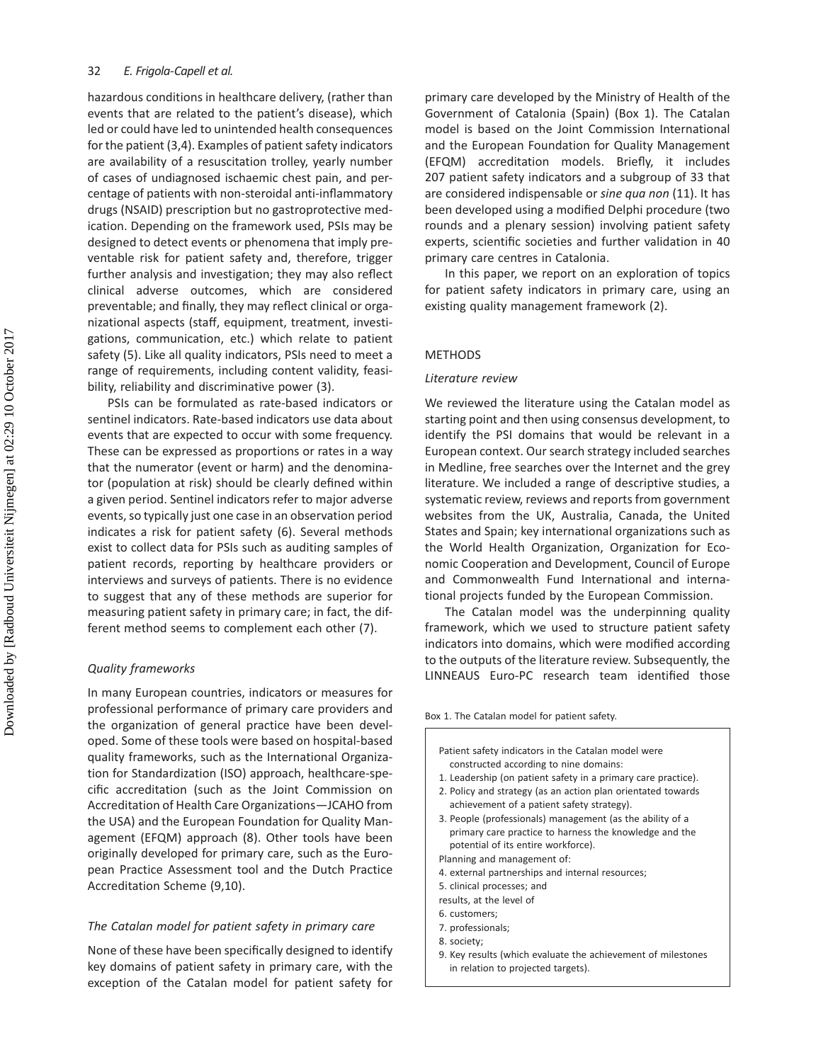hazardous conditions in healthcare delivery, (rather than events that are related to the patient's disease), which led or could have led to unintended health consequences for the patient (3,4). Examples of patient safety indicators are availability of a resuscitation trolley, yearly number of cases of undiagnosed ischaemic chest pain, and percentage of patients with non-steroidal anti-inflammatory drugs (NSAID) prescription but no gastroprotective medication. Depending on the framework used, PSIs may be designed to detect events or phenomena that imply preventable risk for patient safety and, therefore, trigger further analysis and investigation; they may also reflect clinical adverse outcomes, which are considered preventable; and finally, they may reflect clinical or organizational aspects (staff, equipment, treatment, investigations, communication, etc.) which relate to patient safety (5). Like all quality indicators, PSIs need to meet a range of requirements, including content validity, feasibility, reliability and discriminative power (3).

PSIs can be formulated as rate-based indicators or sentinel indicators. Rate-based indicators use data about events that are expected to occur with some frequency. These can be expressed as proportions or rates in a way that the numerator (event or harm) and the denominator (population at risk) should be clearly defined within a given period. Sentinel indicators refer to major adverse events, so typically just one case in an observation period indicates a risk for patient safety (6). Several methods exist to collect data for PSIs such as auditing samples of patient records, reporting by healthcare providers or interviews and surveys of patients. There is no evidence to suggest that any of these methods are superior for measuring patient safety in primary care; in fact, the different method seems to complement each other (7).

### *Quality frameworks*

In many European countries, indicators or measures for professional performance of primary care providers and the organization of general practice have been developed. Some of these tools were based on hospital-based quality frameworks, such as the International Organization for Standardization (ISO) approach, healthcare-specific accreditation (such as the Joint Commission on Accreditation of Health Care Organizations—JCAHO from the USA) and the European Foundation for Quality Management (EFQM) approach (8). Other tools have been originally developed for primary care, such as the European Practice Assessment tool and the Dutch Practice Accreditation Scheme (9,10).

### *The Catalan model for patient safety in primary care*

None of these have been specifically designed to identify key domains of patient safety in primary care, with the exception of the Catalan model for patient safety for primary care developed by the Ministry of Health of the Government of Catalonia (Spain) (Box 1). The Catalan model is based on the Joint Commission International and the European Foundation for Quality Management (EFQM) accreditation models. Briefly, it includes 207 patient safety indicators and a subgroup of 33 that are considered indispensable or *sine qua non* (11). It has been developed using a modified Delphi procedure (two rounds and a plenary session) involving patient safety experts, scientific societies and further validation in 40 primary care centres in Catalonia.

In this paper, we report on an exploration of topics for patient safety indicators in primary care, using an existing quality management framework (2).

## METHODS

### *Literature review*

We reviewed the literature using the Catalan model as starting point and then using consensus development, to identify the PSI domains that would be relevant in a European context. Our search strategy included searches in Medline, free searches over the Internet and the grey literature. We included a range of descriptive studies, a systematic review, reviews and reports from government websites from the UK, Australia, Canada, the United States and Spain; key international organizations such as the World Health Organization, Organization for Economic Cooperation and Development, Council of Europe and Commonwealth Fund International and international projects funded by the European Commission.

The Catalan model was the underpinning quality framework, which we used to structure patient safety indicators into domains, which were modified according to the outputs of the literature review. Subsequently, the LINNEAUS Euro-PC research team identified those

Box 1. The Catalan model for patient safety.

Patient safety indicators in the Catalan model were constructed according to nine domains:

1. Leadership (on patient safety in a primary care practice).
2. Policy and strategy (as an action plan orientated towards achievement of a patient safety strategy).
3. People (professionals) management (as the ability of a primary care practice to harness the knowledge and the potential of its entire workforce).

Planning and management of:

4. external partnerships and internal resources;
5. clinical processes; and

results, at the level of

6. customers;
7. professionals;
8. society;
9. Key results (which evaluate the achievement of milestones in relation to projected targets).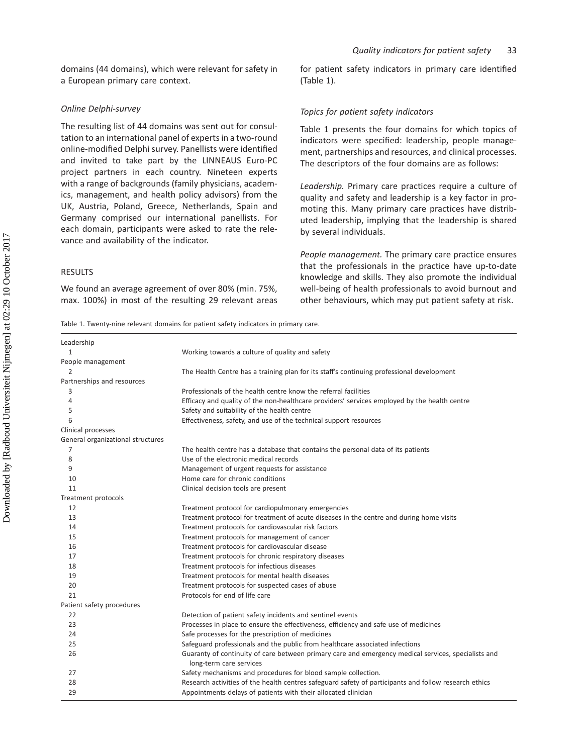domains (44 domains), which were relevant for safety in a European primary care context.

### *Online Delphi-survey*

The resulting list of 44 domains was sent out for consultation to an international panel of experts in a two-round online-modified Delphi survey. Panellists were identified and invited to take part by the LINNEAUS Euro-PC project partners in each country. Nineteen experts with a range of backgrounds (family physicians, academics, management, and health policy advisors) from the UK, Austria, Poland, Greece, Netherlands, Spain and Germany comprised our international panellists. For each domain, participants were asked to rate the relevance and availability of the indicator.

## RESULTS

We found an average agreement of over 80% (min. 75%, max. 100%) in most of the resulting 29 relevant areas for patient safety indicators in primary care identified (Table 1).

### *Topics for patient safety indicators*

Table 1 presents the four domains for which topics of indicators were specified: leadership, people management, partnerships and resources, and clinical processes. The descriptors of the four domains are as follows:

*Leadership.* Primary care practices require a culture of quality and safety and leadership is a key factor in promoting this. Many primary care practices have distributed leadership, implying that the leadership is shared by several individuals.

*People management.* The primary care practice ensures that the professionals in the practice have up-to-date knowledge and skills. They also promote the individual well-being of health professionals to avoid burnout and other behaviours, which may put patient safety at risk.

Table 1. Twenty-nine relevant domains for patient safety indicators in primary care.

| | |
|---|---|
| Leadership | |
| 1 | Working towards a culture of quality and safety |
| People management | |
| 2 | The Health Centre has a training plan for its staff's continuing professional development |
| Partnerships and resources | |
| 3 | Professionals of the health centre know the referral facilities |
| 4 | Efficacy and quality of the non-healthcare providers' services employed by the health centre |
| 5 | Safety and suitability of the health centre |
| 6 | Effectiveness, safety, and use of the technical support resources |
| Clinical processes | |
| General organizational structures | |
| 7 | The health centre has a database that contains the personal data of its patients |
| 8 | Use of the electronic medical records |
| 9 | Management of urgent requests for assistance |
| 10 | Home care for chronic conditions |
| 11 | Clinical decision tools are present |
| Treatment protocols | |
| 12 | Treatment protocol for cardiopulmonary emergencies |
| 13 | Treatment protocol for treatment of acute diseases in the centre and during home visits |
| 14 | Treatment protocols for cardiovascular risk factors |
| 15 | Treatment protocols for management of cancer |
| 16 | Treatment protocols for cardiovascular disease |
| 17 | Treatment protocols for chronic respiratory diseases |
| 18 | Treatment protocols for infectious diseases |
| 19 | Treatment protocols for mental health diseases |
| 20 | Treatment protocols for suspected cases of abuse |
| 21 | Protocols for end of life care |
| Patient safety procedures | |
| 22 | Detection of patient safety incidents and sentinel events |
| 23 | Processes in place to ensure the effectiveness, efficiency and safe use of medicines |
| 24 | Safe processes for the prescription of medicines |
| 25 | Safeguard professionals and the public from healthcare associated infections |
| 26 | Guaranty of continuity of care between primary care and emergency medical services, specialists and long-term care services |
| 27 | Safety mechanisms and procedures for blood sample collection. |
| 28 | Research activities of the health centres safeguard safety of participants and follow research ethics |
| 29 | Appointments delays of patients with their allocated clinician |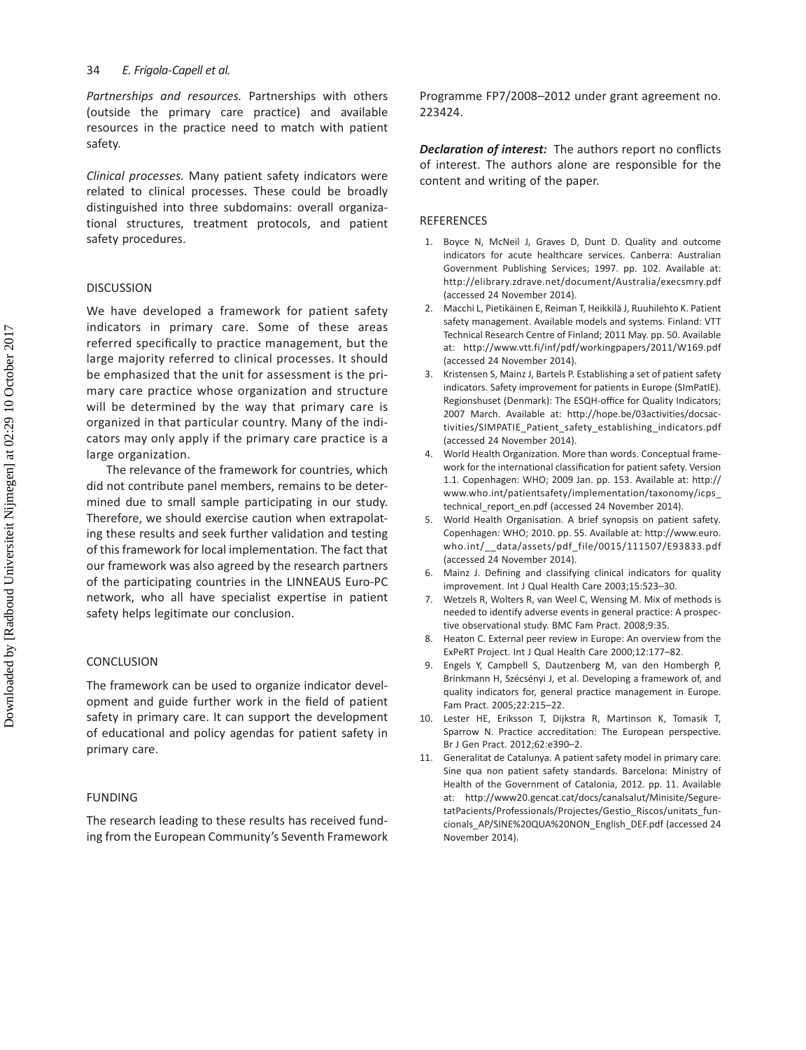*Partnerships and resources.* Partnerships with others (outside the primary care practice) and available resources in the practice need to match with patient safety.

*Clinical processes.* Many patient safety indicators were related to clinical processes. These could be broadly distinguished into three subdomains: overall organizational structures, treatment protocols, and patient safety procedures.

## DISCUSSION

We have developed a framework for patient safety indicators in primary care. Some of these areas referred specifically to practice management, but the large majority referred to clinical processes. It should be emphasized that the unit for assessment is the primary care practice whose organization and structure will be determined by the way that primary care is organized in that particular country. Many of the indicators may only apply if the primary care practice is a large organization.

The relevance of the framework for countries, which did not contribute panel members, remains to be determined due to small sample participating in our study. Therefore, we should exercise caution when extrapolating these results and seek further validation and testing of this framework for local implementation. The fact that our framework was also agreed by the research partners of the participating countries in the LINNEAUS Euro-PC network, who all have specialist expertise in patient safety helps legitimate our conclusion.

## CONCLUSION

The framework can be used to organize indicator development and guide further work in the field of patient safety in primary care. It can support the development of educational and policy agendas for patient safety in primary care.

## FUNDING

The research leading to these results has received funding from the European Community's Seventh Framework Programme FP7/2008–2012 under grant agreement no. 223424.

***Declaration of interest:*** The authors report no conflicts of interest. The authors alone are responsible for the content and writing of the paper.

## REFERENCES

1. Boyce N, McNeil J, Graves D, Dunt D. Quality and outcome indicators for acute healthcare services. Canberra: Australian Government Publishing Services; 1997. pp. 102. Available at: http://elibrary.zdrave.net/document/Australia/execsmry.pdf (accessed 24 November 2014).
2. Macchi L, Pietikäinen E, Reiman T, Heikkilä J, Ruuhilehto K. Patient safety management. Available models and systems. Finland: VTT Technical Research Centre of Finland; 2011 May. pp. 50. Available at: http://www.vtt.fi/inf/pdf/workingpapers/2011/W169.pdf (accessed 24 November 2014).
3. Kristensen S, Mainz J, Bartels P. Establishing a set of patient safety indicators. Safety improvement for patients in Europe (SImPatIE). Regionshuset (Denmark): The ESQH-office for Quality Indicators; 2007 March. Available at: http://hope.be/03activities/docsactivities/SIMPATIE_Patient_safety_establishing_indicators.pdf (accessed 24 November 2014).
4. World Health Organization. More than words. Conceptual framework for the international classification for patient safety. Version 1.1. Copenhagen: WHO; 2009 Jan. pp. 153. Available at: http://www.who.int/patientsafety/implementation/taxonomy/icps_technical_report_en.pdf (accessed 24 November 2014).
5. World Health Organisation. A brief synopsis on patient safety. Copenhagen: WHO; 2010. pp. 55. Available at: http://www.euro.who.int/__data/assets/pdf_file/0015/111507/E93833.pdf (accessed 24 November 2014).
6. Mainz J. Defining and classifying clinical indicators for quality improvement. Int J Qual Health Care 2003;15:523–30.
7. Wetzels R, Wolters R, van Weel C, Wensing M. Mix of methods is needed to identify adverse events in general practice: A prospective observational study. BMC Fam Pract. 2008;9:35.
8. Heaton C. External peer review in Europe: An overview from the ExPeRT Project. Int J Qual Health Care 2000;12:177–82.
9. Engels Y, Campbell S, Dautzenberg M, van den Hombergh P, Brinkmann H, Szécsényi J, et al. Developing a framework of, and quality indicators for, general practice management in Europe. Fam Pract. 2005;22:215–22.
10. Lester HE, Eriksson T, Dijkstra R, Martinson K, Tomasik T, Sparrow N. Practice accreditation: The European perspective. Br J Gen Pract. 2012;62:e390–2.
11. Generalitat de Catalunya. A patient safety model in primary care. Sine qua non patient safety standards. Barcelona: Ministry of Health of the Government of Catalonia, 2012. pp. 11. Available at: http://www20.gencat.cat/docs/canalsalut/Minisite/SeguretatPacients/Professionals/Projectes/Gestio_Riscos/unitats_funcionals_AP/SINE%20QUA%20NON_English_DEF.pdf (accessed 24 November 2014).